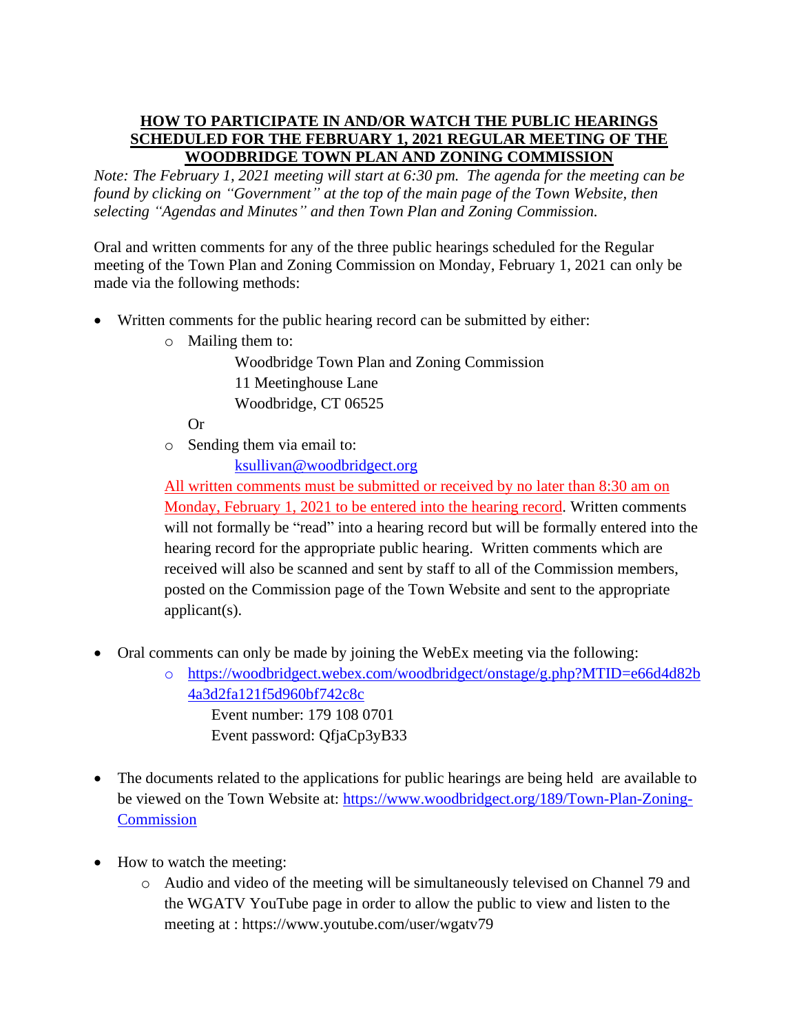# HOW TO PARTICIPATE IN AND/OR WATCH THE PUBLIC HEARINGS SCHEDULED FOR THE FEBRUARY 1, 2021 REGULAR MEETING OF THE WOODBRIDGE TOWN PLAN AND ZONING COMMISSION

*Note: The February 1, 2021 meeting will start at 6:30 pm. The agenda for the meeting can be found by clicking on "Government" at the top of the main page of the Town Website, then selecting "Agendas and Minutes" and then Town Plan and Zoning Commission.*

Oral and written comments for any of the three public hearings scheduled for the Regular meeting of the Town Plan and Zoning Commission on Monday, February 1, 2021 can only be made via the following methods:

- Written comments for the public hearing record can be submitted by either:
  - Mailing them to:

    Woodbridge Town Plan and Zoning Commission
    11 Meetinghouse Lane
    Woodbridge, CT 06525

    Or
  - Sending them via email to:

    ksullivan@woodbridgect.org

  All written comments must be submitted or received by no later than 8:30 am on Monday, February 1, 2021 to be entered into the hearing record. Written comments will not formally be "read" into a hearing record but will be formally entered into the hearing record for the appropriate public hearing. Written comments which are received will also be scanned and sent by staff to all of the Commission members, posted on the Commission page of the Town Website and sent to the appropriate applicant(s).

- Oral comments can only be made by joining the WebEx meeting via the following:
  - https://woodbridgect.webex.com/woodbridgect/onstage/g.php?MTID=e66d4d82b4a3d2fa121f5d960bf742c8c

    Event number: 179 108 0701
    Event password: QfjaCp3yB33

- The documents related to the applications for public hearings are being held are available to be viewed on the Town Website at: https://www.woodbridgect.org/189/Town-Plan-Zoning-Commission

- How to watch the meeting:
  - Audio and video of the meeting will be simultaneously televised on Channel 79 and the WGATV YouTube page in order to allow the public to view and listen to the meeting at : https://www.youtube.com/user/wgatv79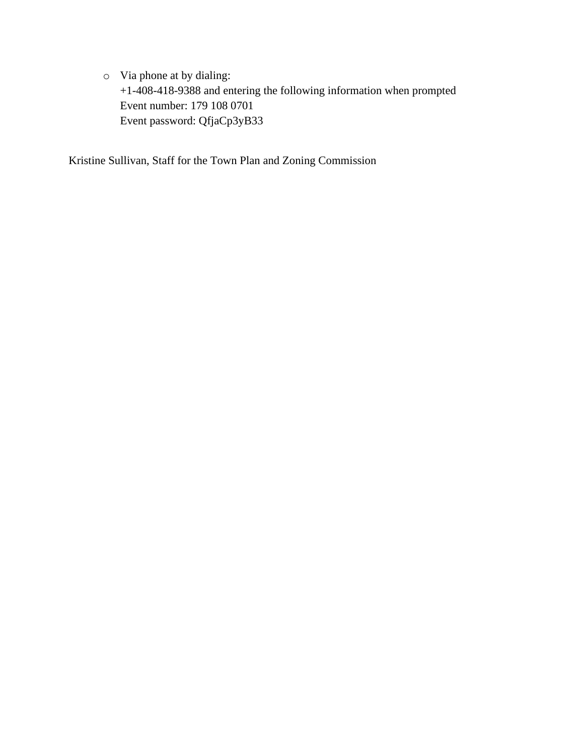- Via phone at by dialing:
  +1-408-418-9388 and entering the following information when prompted
  Event number: 179 108 0701
  Event password: QfjaCp3yB33

Kristine Sullivan, Staff for the Town Plan and Zoning Commission